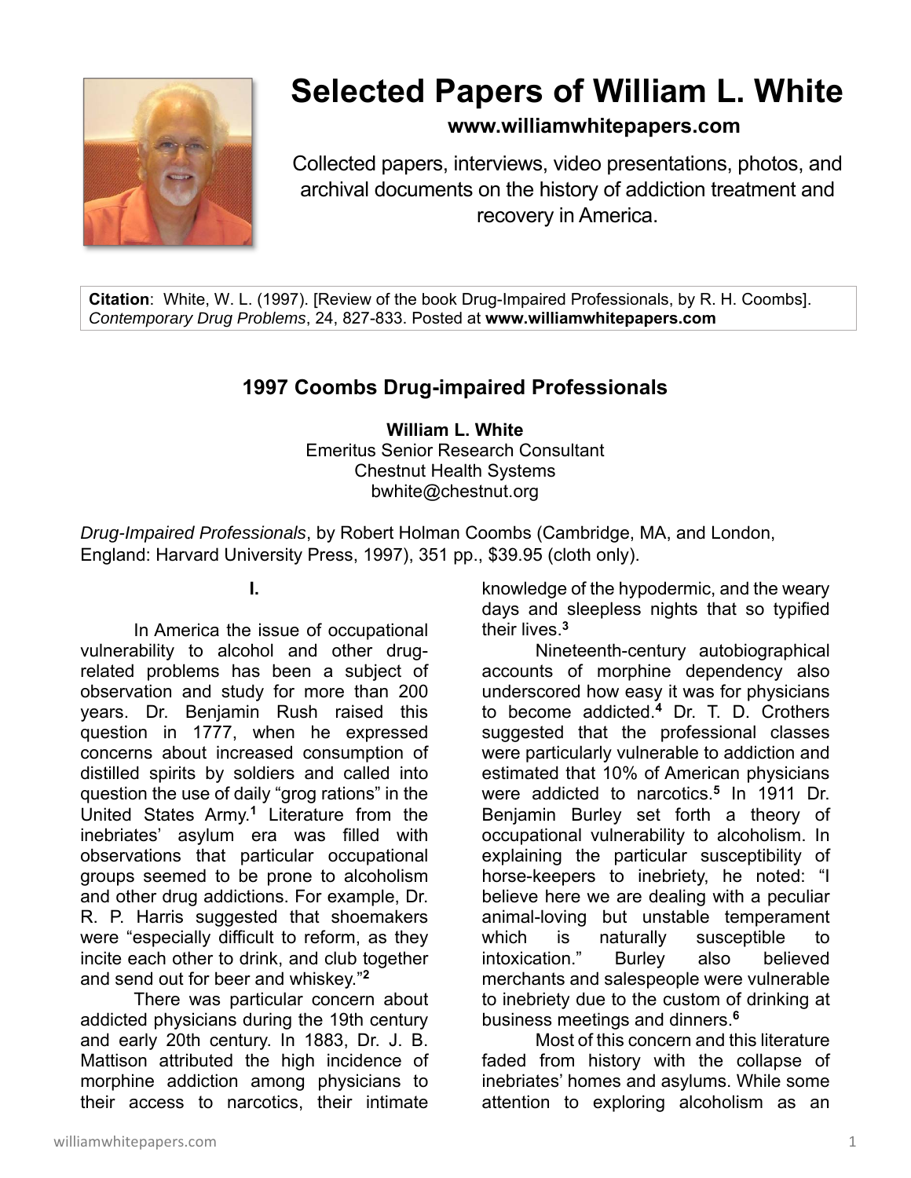# Selected Papers of William L. White

**www.williamwhitepapers.com**

Collected papers, interviews, video presentations, photos, and archival documents on the history of addiction treatment and recovery in America.

**Citation**: White, W. L. (1997). [Review of the book Drug-Impaired Professionals, by R. H. Coombs]. *Contemporary Drug Problems*, 24, 827-833. Posted at **www.williamwhitepapers.com**

## 1997 Coombs Drug-impaired Professionals

**William L. White**
Emeritus Senior Research Consultant
Chestnut Health Systems
bwhite@chestnut.org

*Drug-Impaired Professionals*, by Robert Holman Coombs (Cambridge, MA, and London, England: Harvard University Press, 1997), 351 pp., $39.95 (cloth only).

### I.

In America the issue of occupational vulnerability to alcohol and other drug-related problems has been a subject of observation and study for more than 200 years. Dr. Benjamin Rush raised this question in 1777, when he expressed concerns about increased consumption of distilled spirits by soldiers and called into question the use of daily "grog rations" in the United States Army.[1] Literature from the inebriates' asylum era was filled with observations that particular occupational groups seemed to be prone to alcoholism and other drug addictions. For example, Dr. R. P. Harris suggested that shoemakers were "especially difficult to reform, as they incite each other to drink, and club together and send out for beer and whiskey."[2]

There was particular concern about addicted physicians during the 19th century and early 20th century. In 1883, Dr. J. B. Mattison attributed the high incidence of morphine addiction among physicians to their access to narcotics, their intimate knowledge of the hypodermic, and the weary days and sleepless nights that so typified their lives.[3]

Nineteenth-century autobiographical accounts of morphine dependency also underscored how easy it was for physicians to become addicted.[4] Dr. T. D. Crothers suggested that the professional classes were particularly vulnerable to addiction and estimated that 10% of American physicians were addicted to narcotics.[5] In 1911 Dr. Benjamin Burley set forth a theory of occupational vulnerability to alcoholism. In explaining the particular susceptibility of horse-keepers to inebriety, he noted: "I believe here we are dealing with a peculiar animal-loving but unstable temperament which is naturally susceptible to intoxication." Burley also believed merchants and salespeople were vulnerable to inebriety due to the custom of drinking at business meetings and dinners.[6]

Most of this concern and this literature faded from history with the collapse of inebriates' homes and asylums. While some attention to exploring alcoholism as an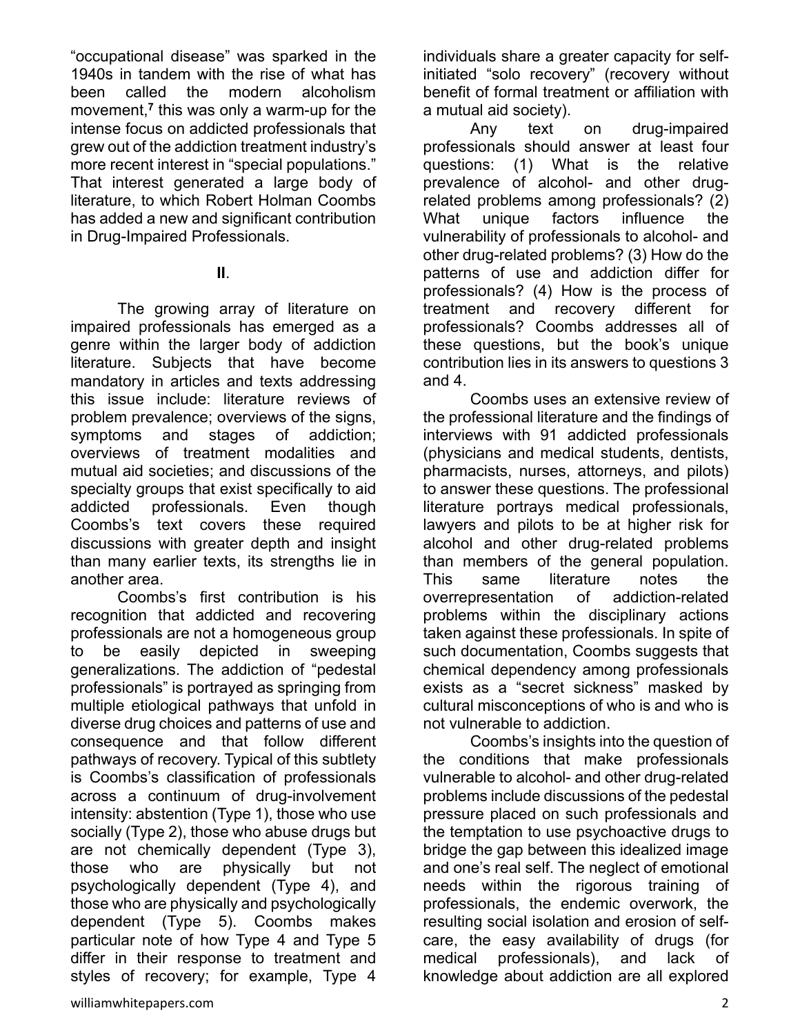"occupational disease" was sparked in the 1940s in tandem with the rise of what has been called the modern alcoholism movement,[7] this was only a warm-up for the intense focus on addicted professionals that grew out of the addiction treatment industry's more recent interest in "special populations." That interest generated a large body of literature, to which Robert Holman Coombs has added a new and significant contribution in Drug-Impaired Professionals.

## II.

The growing array of literature on impaired professionals has emerged as a genre within the larger body of addiction literature. Subjects that have become mandatory in articles and texts addressing this issue include: literature reviews of problem prevalence; overviews of the signs, symptoms and stages of addiction; overviews of treatment modalities and mutual aid societies; and discussions of the specialty groups that exist specifically to aid addicted professionals. Even though Coombs's text covers these required discussions with greater depth and insight than many earlier texts, its strengths lie in another area.

Coombs's first contribution is his recognition that addicted and recovering professionals are not a homogeneous group to be easily depicted in sweeping generalizations. The addiction of "pedestal professionals" is portrayed as springing from multiple etiological pathways that unfold in diverse drug choices and patterns of use and consequence and that follow different pathways of recovery. Typical of this subtlety is Coombs's classification of professionals across a continuum of drug-involvement intensity: abstention (Type 1), those who use socially (Type 2), those who abuse drugs but are not chemically dependent (Type 3), those who are physically but not psychologically dependent (Type 4), and those who are physically and psychologically dependent (Type 5). Coombs makes particular note of how Type 4 and Type 5 differ in their response to treatment and styles of recovery; for example, Type 4 individuals share a greater capacity for self-initiated "solo recovery" (recovery without benefit of formal treatment or affiliation with a mutual aid society).

Any text on drug-impaired professionals should answer at least four questions: (1) What is the relative prevalence of alcohol- and other drug-related problems among professionals? (2) What unique factors influence the vulnerability of professionals to alcohol- and other drug-related problems? (3) How do the patterns of use and addiction differ for professionals? (4) How is the process of treatment and recovery different for professionals? Coombs addresses all of these questions, but the book's unique contribution lies in its answers to questions 3 and 4.

Coombs uses an extensive review of the professional literature and the findings of interviews with 91 addicted professionals (physicians and medical students, dentists, pharmacists, nurses, attorneys, and pilots) to answer these questions. The professional literature portrays medical professionals, lawyers and pilots to be at higher risk for alcohol and other drug-related problems than members of the general population. This same literature notes the overrepresentation of addiction-related problems within the disciplinary actions taken against these professionals. In spite of such documentation, Coombs suggests that chemical dependency among professionals exists as a "secret sickness" masked by cultural misconceptions of who is and who is not vulnerable to addiction.

Coombs's insights into the question of the conditions that make professionals vulnerable to alcohol- and other drug-related problems include discussions of the pedestal pressure placed on such professionals and the temptation to use psychoactive drugs to bridge the gap between this idealized image and one's real self. The neglect of emotional needs within the rigorous training of professionals, the endemic overwork, the resulting social isolation and erosion of self-care, the easy availability of drugs (for medical professionals), and lack of knowledge about addiction are all explored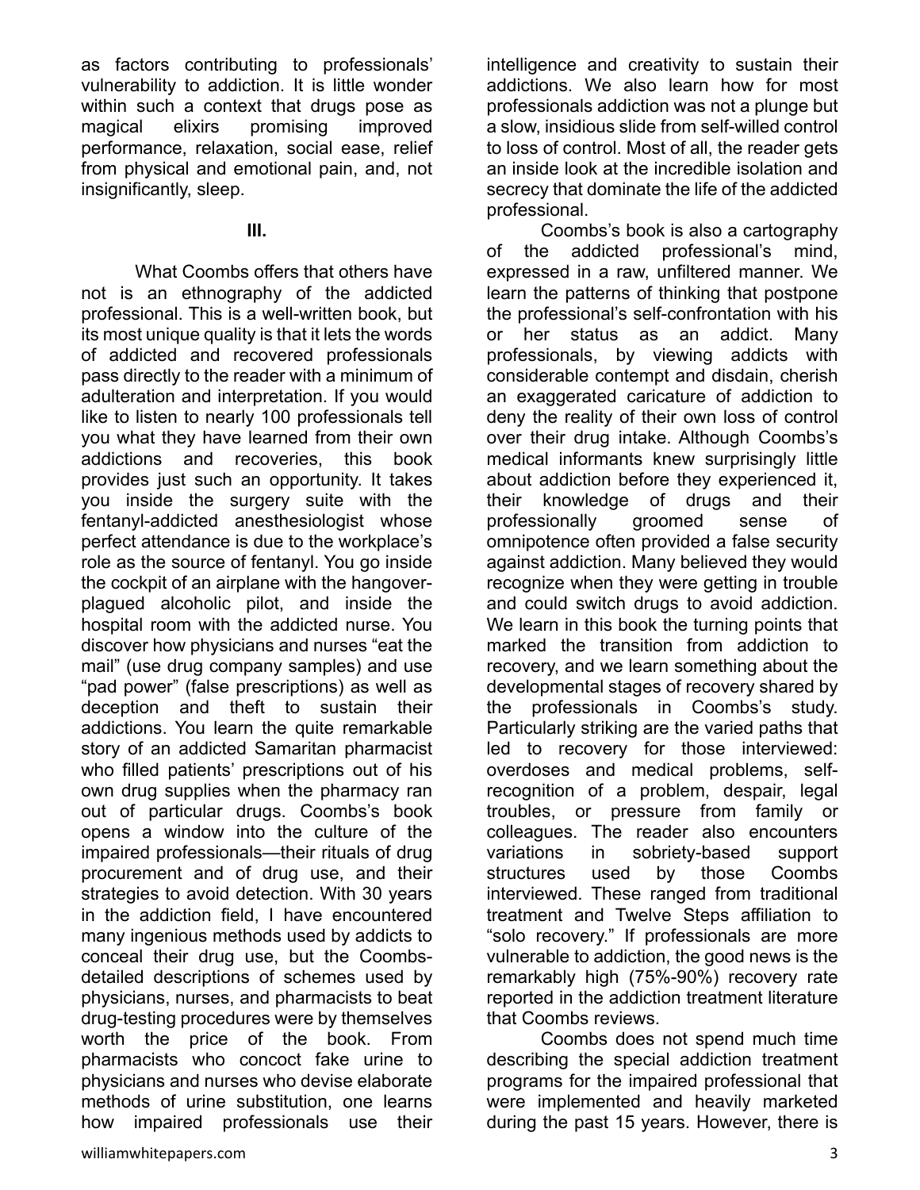as factors contributing to professionals' vulnerability to addiction. It is little wonder within such a context that drugs pose as magical elixirs promising improved performance, relaxation, social ease, relief from physical and emotional pain, and, not insignificantly, sleep.

**III.**

What Coombs offers that others have not is an ethnography of the addicted professional. This is a well-written book, but its most unique quality is that it lets the words of addicted and recovered professionals pass directly to the reader with a minimum of adulteration and interpretation. If you would like to listen to nearly 100 professionals tell you what they have learned from their own addictions and recoveries, this book provides just such an opportunity. It takes you inside the surgery suite with the fentanyl-addicted anesthesiologist whose perfect attendance is due to the workplace's role as the source of fentanyl. You go inside the cockpit of an airplane with the hangover-plagued alcoholic pilot, and inside the hospital room with the addicted nurse. You discover how physicians and nurses "eat the mail" (use drug company samples) and use "pad power" (false prescriptions) as well as deception and theft to sustain their addictions. You learn the quite remarkable story of an addicted Samaritan pharmacist who filled patients' prescriptions out of his own drug supplies when the pharmacy ran out of particular drugs. Coombs's book opens a window into the culture of the impaired professionals—their rituals of drug procurement and of drug use, and their strategies to avoid detection. With 30 years in the addiction field, I have encountered many ingenious methods used by addicts to conceal their drug use, but the Coombs-detailed descriptions of schemes used by physicians, nurses, and pharmacists to beat drug-testing procedures were by themselves worth the price of the book. From pharmacists who concoct fake urine to physicians and nurses who devise elaborate methods of urine substitution, one learns how impaired professionals use their intelligence and creativity to sustain their addictions. We also learn how for most professionals addiction was not a plunge but a slow, insidious slide from self-willed control to loss of control. Most of all, the reader gets an inside look at the incredible isolation and secrecy that dominate the life of the addicted professional.

Coombs's book is also a cartography of the addicted professional's mind, expressed in a raw, unfiltered manner. We learn the patterns of thinking that postpone the professional's self-confrontation with his or her status as an addict. Many professionals, by viewing addicts with considerable contempt and disdain, cherish an exaggerated caricature of addiction to deny the reality of their own loss of control over their drug intake. Although Coombs's medical informants knew surprisingly little about addiction before they experienced it, their knowledge of drugs and their professionally groomed sense of omnipotence often provided a false security against addiction. Many believed they would recognize when they were getting in trouble and could switch drugs to avoid addiction. We learn in this book the turning points that marked the transition from addiction to recovery, and we learn something about the developmental stages of recovery shared by the professionals in Coombs's study. Particularly striking are the varied paths that led to recovery for those interviewed: overdoses and medical problems, self-recognition of a problem, despair, legal troubles, or pressure from family or colleagues. The reader also encounters variations in sobriety-based support structures used by those Coombs interviewed. These ranged from traditional treatment and Twelve Steps affiliation to "solo recovery." If professionals are more vulnerable to addiction, the good news is the remarkably high (75%-90%) recovery rate reported in the addiction treatment literature that Coombs reviews.

Coombs does not spend much time describing the special addiction treatment programs for the impaired professional that were implemented and heavily marketed during the past 15 years. However, there is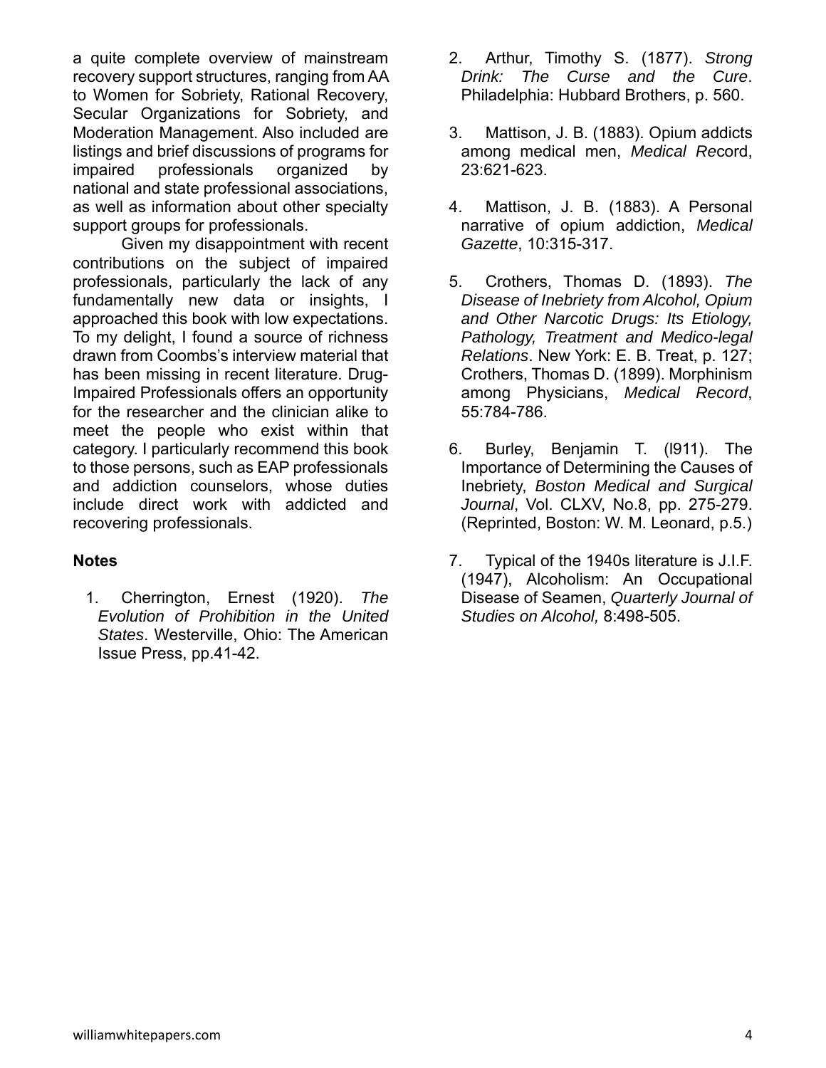a quite complete overview of mainstream recovery support structures, ranging from AA to Women for Sobriety, Rational Recovery, Secular Organizations for Sobriety, and Moderation Management. Also included are listings and brief discussions of programs for impaired professionals organized by national and state professional associations, as well as information about other specialty support groups for professionals.

Given my disappointment with recent contributions on the subject of impaired professionals, particularly the lack of any fundamentally new data or insights, I approached this book with low expectations. To my delight, I found a source of richness drawn from Coombs's interview material that has been missing in recent literature. Drug-Impaired Professionals offers an opportunity for the researcher and the clinician alike to meet the people who exist within that category. I particularly recommend this book to those persons, such as EAP professionals and addiction counselors, whose duties include direct work with addicted and recovering professionals.

**Notes**

1. Cherrington, Ernest (1920). *The Evolution of Prohibition in the United States*. Westerville, Ohio: The American Issue Press, pp.41-42.
2. Arthur, Timothy S. (1877). *Strong Drink: The Curse and the Cure*. Philadelphia: Hubbard Brothers, p. 560.
3. Mattison, J. B. (1883). Opium addicts among medical men, *Medical Re*cord, 23:621-623.
4. Mattison, J. B. (1883). A Personal narrative of opium addiction, *Medical Gazette*, 10:315-317.
5. Crothers, Thomas D. (1893). *The Disease of Inebriety from Alcohol, Opium and Other Narcotic Drugs: Its Etiology, Pathology, Treatment and Medico-legal Relations*. New York: E. B. Treat, p. 127; Crothers, Thomas D. (1899). Morphinism among Physicians, *Medical Record*, 55:784-786.
6. Burley, Benjamin T. (l911). The Importance of Determining the Causes of Inebriety, *Boston Medical and Surgical Journal*, Vol. CLXV, No.8, pp. 275-279. (Reprinted, Boston: W. M. Leonard, p.5.)
7. Typical of the 1940s literature is J.I.F. (1947), Alcoholism: An Occupational Disease of Seamen, *Quarterly Journal of Studies on Alcohol,* 8:498-505.